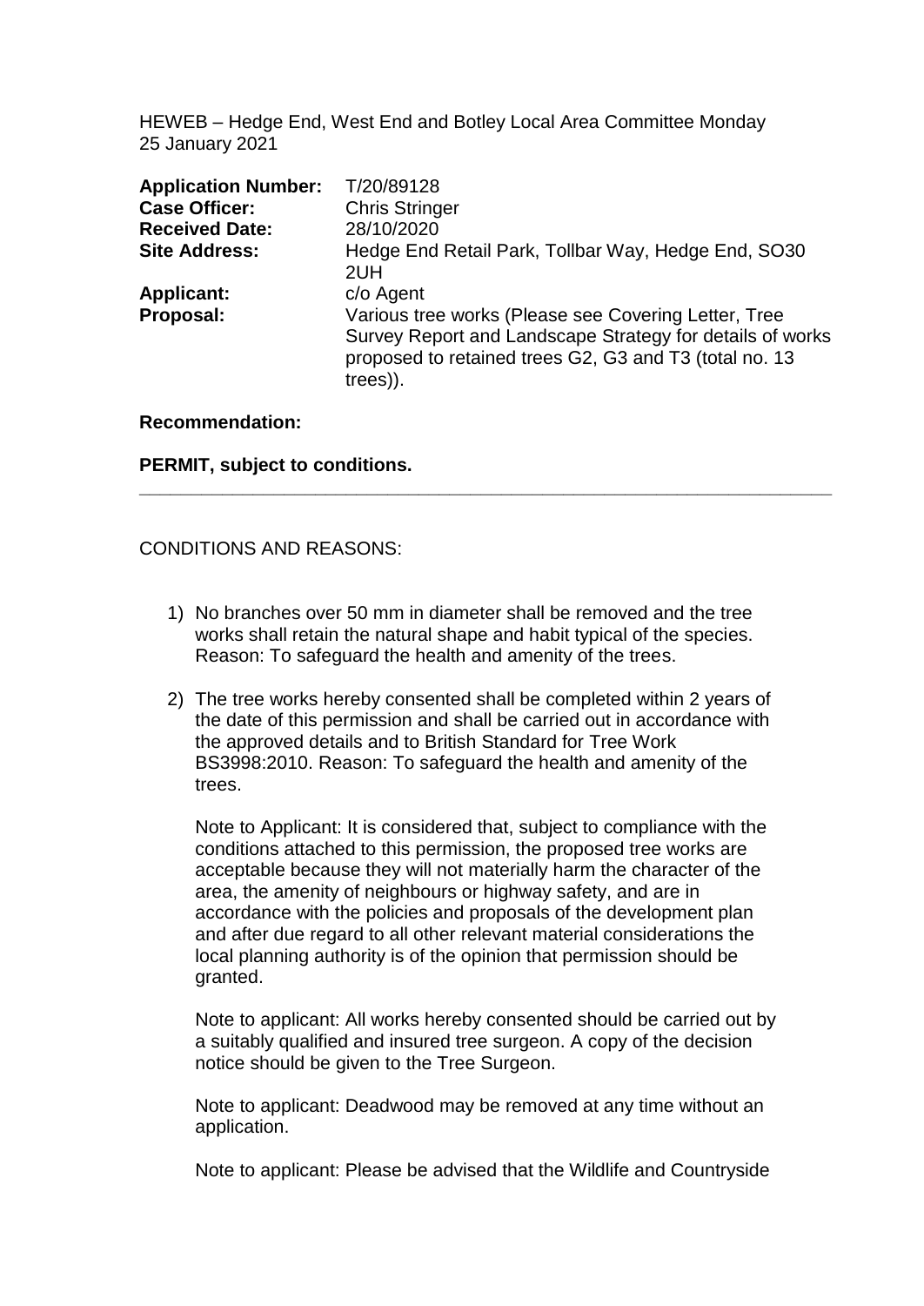HEWEB – Hedge End, West End and Botley Local Area Committee Monday 25 January 2021

| | |
|---|---|
| **Application Number:** | T/20/89128 |
| **Case Officer:** | Chris Stringer |
| **Received Date:** | 28/10/2020 |
| **Site Address:** | Hedge End Retail Park, Tollbar Way, Hedge End, SO30 2UH |
| **Applicant:** | c/o Agent |
| **Proposal:** | Various tree works (Please see Covering Letter, Tree Survey Report and Landscape Strategy for details of works proposed to retained trees G2, G3 and T3 (total no. 13 trees)). |

**Recommendation:**

**PERMIT, subject to conditions.**

---

CONDITIONS AND REASONS:

1) No branches over 50 mm in diameter shall be removed and the tree works shall retain the natural shape and habit typical of the species. Reason: To safeguard the health and amenity of the trees.

2) The tree works hereby consented shall be completed within 2 years of the date of this permission and shall be carried out in accordance with the approved details and to British Standard for Tree Work BS3998:2010. Reason: To safeguard the health and amenity of the trees.

   Note to Applicant: It is considered that, subject to compliance with the conditions attached to this permission, the proposed tree works are acceptable because they will not materially harm the character of the area, the amenity of neighbours or highway safety, and are in accordance with the policies and proposals of the development plan and after due regard to all other relevant material considerations the local planning authority is of the opinion that permission should be granted.

   Note to applicant: All works hereby consented should be carried out by a suitably qualified and insured tree surgeon. A copy of the decision notice should be given to the Tree Surgeon.

   Note to applicant: Deadwood may be removed at any time without an application.

   Note to applicant: Please be advised that the Wildlife and Countryside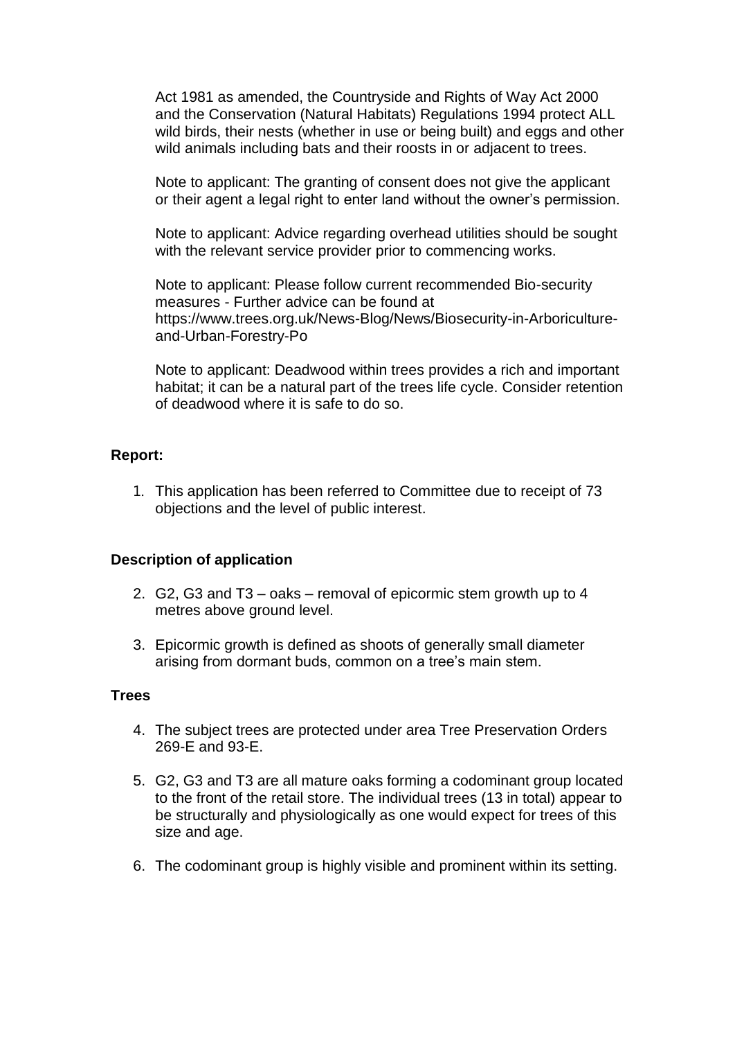Act 1981 as amended, the Countryside and Rights of Way Act 2000 and the Conservation (Natural Habitats) Regulations 1994 protect ALL wild birds, their nests (whether in use or being built) and eggs and other wild animals including bats and their roosts in or adjacent to trees.

Note to applicant: The granting of consent does not give the applicant or their agent a legal right to enter land without the owner's permission.

Note to applicant: Advice regarding overhead utilities should be sought with the relevant service provider prior to commencing works.

Note to applicant: Please follow current recommended Bio-security measures - Further advice can be found at https://www.trees.org.uk/News-Blog/News/Biosecurity-in-Arboriculture-and-Urban-Forestry-Po

Note to applicant: Deadwood within trees provides a rich and important habitat; it can be a natural part of the trees life cycle. Consider retention of deadwood where it is safe to do so.

**Report:**

1. This application has been referred to Committee due to receipt of 73 objections and the level of public interest.

**Description of application**

2. G2, G3 and T3 – oaks – removal of epicormic stem growth up to 4 metres above ground level.
3. Epicormic growth is defined as shoots of generally small diameter arising from dormant buds, common on a tree's main stem.

**Trees**

4. The subject trees are protected under area Tree Preservation Orders 269-E and 93-E.
5. G2, G3 and T3 are all mature oaks forming a codominant group located to the front of the retail store. The individual trees (13 in total) appear to be structurally and physiologically as one would expect for trees of this size and age.
6. The codominant group is highly visible and prominent within its setting.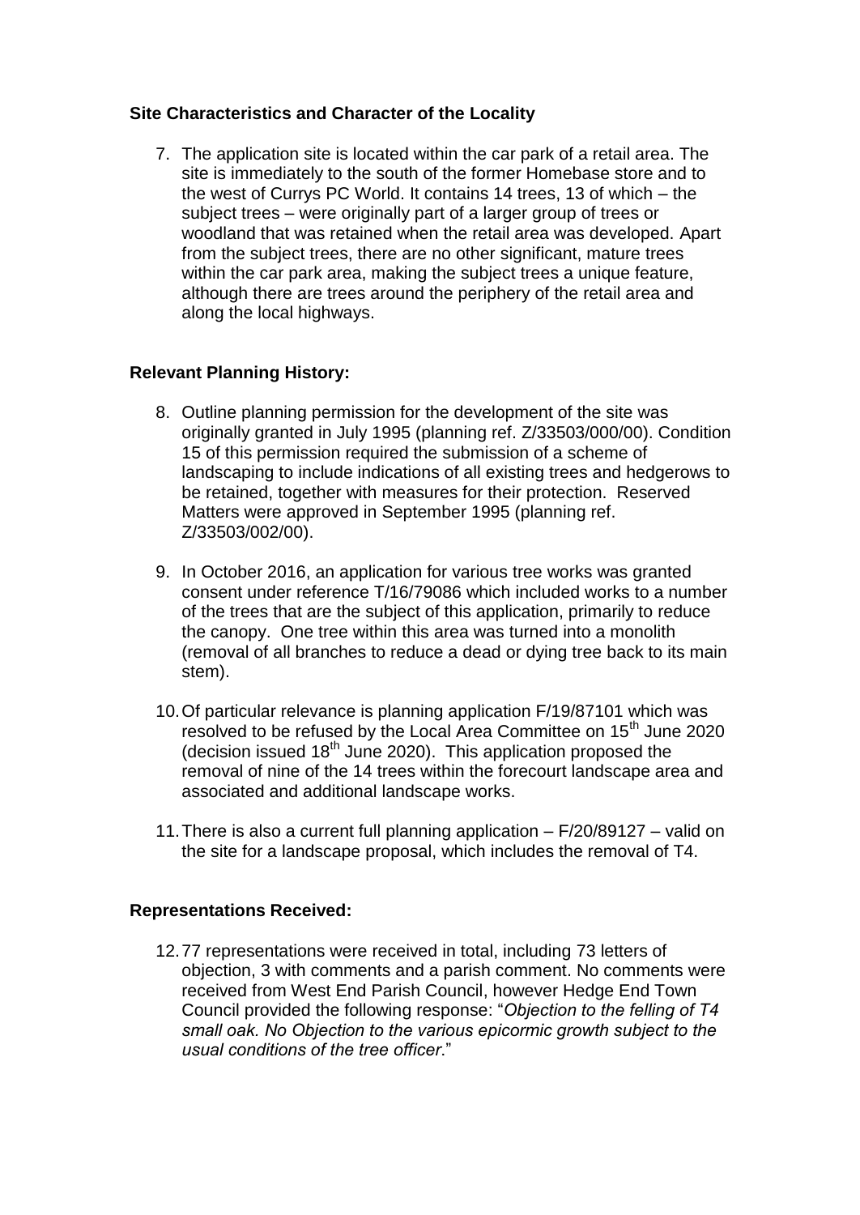**Site Characteristics and Character of the Locality**

7. The application site is located within the car park of a retail area. The site is immediately to the south of the former Homebase store and to the west of Currys PC World. It contains 14 trees, 13 of which – the subject trees – were originally part of a larger group of trees or woodland that was retained when the retail area was developed. Apart from the subject trees, there are no other significant, mature trees within the car park area, making the subject trees a unique feature, although there are trees around the periphery of the retail area and along the local highways.

**Relevant Planning History:**

8. Outline planning permission for the development of the site was originally granted in July 1995 (planning ref. Z/33503/000/00). Condition 15 of this permission required the submission of a scheme of landscaping to include indications of all existing trees and hedgerows to be retained, together with measures for their protection. Reserved Matters were approved in September 1995 (planning ref. Z/33503/002/00).

9. In October 2016, an application for various tree works was granted consent under reference T/16/79086 which included works to a number of the trees that are the subject of this application, primarily to reduce the canopy. One tree within this area was turned into a monolith (removal of all branches to reduce a dead or dying tree back to its main stem).

10. Of particular relevance is planning application F/19/87101 which was resolved to be refused by the Local Area Committee on 15th June 2020 (decision issued 18th June 2020). This application proposed the removal of nine of the 14 trees within the forecourt landscape area and associated and additional landscape works.

11. There is also a current full planning application – F/20/89127 – valid on the site for a landscape proposal, which includes the removal of T4.

**Representations Received:**

12. 77 representations were received in total, including 73 letters of objection, 3 with comments and a parish comment. No comments were received from West End Parish Council, however Hedge End Town Council provided the following response: "*Objection to the felling of T4 small oak. No Objection to the various epicormic growth subject to the usual conditions of the tree officer*."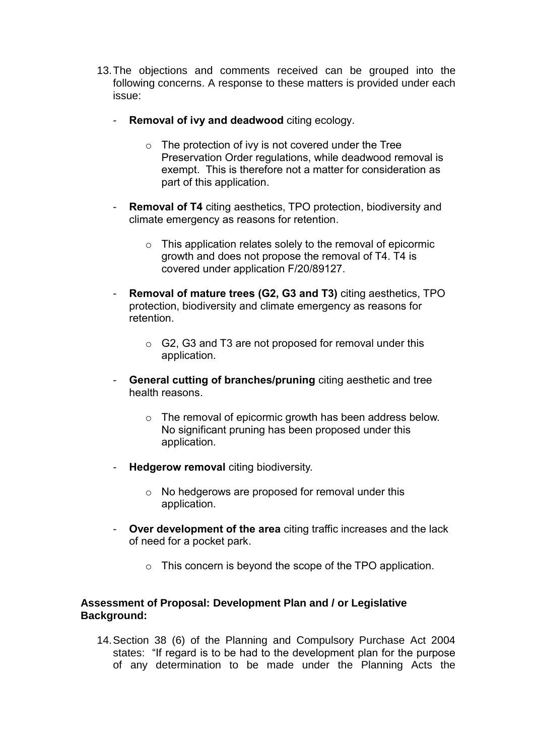13. The objections and comments received can be grouped into the following concerns. A response to these matters is provided under each issue:

    - **Removal of ivy and deadwood** citing ecology.

        - The protection of ivy is not covered under the Tree Preservation Order regulations, while deadwood removal is exempt. This is therefore not a matter for consideration as part of this application.

    - **Removal of T4** citing aesthetics, TPO protection, biodiversity and climate emergency as reasons for retention.

        - This application relates solely to the removal of epicormic growth and does not propose the removal of T4. T4 is covered under application F/20/89127.

    - **Removal of mature trees (G2, G3 and T3)** citing aesthetics, TPO protection, biodiversity and climate emergency as reasons for retention.

        - G2, G3 and T3 are not proposed for removal under this application.

    - **General cutting of branches/pruning** citing aesthetic and tree health reasons.

        - The removal of epicormic growth has been address below. No significant pruning has been proposed under this application.

    - **Hedgerow removal** citing biodiversity.

        - No hedgerows are proposed for removal under this application.

    - **Over development of the area** citing traffic increases and the lack of need for a pocket park.

        - This concern is beyond the scope of the TPO application.

**Assessment of Proposal: Development Plan and / or Legislative Background:**

14. Section 38 (6) of the Planning and Compulsory Purchase Act 2004 states: "If regard is to be had to the development plan for the purpose of any determination to be made under the Planning Acts the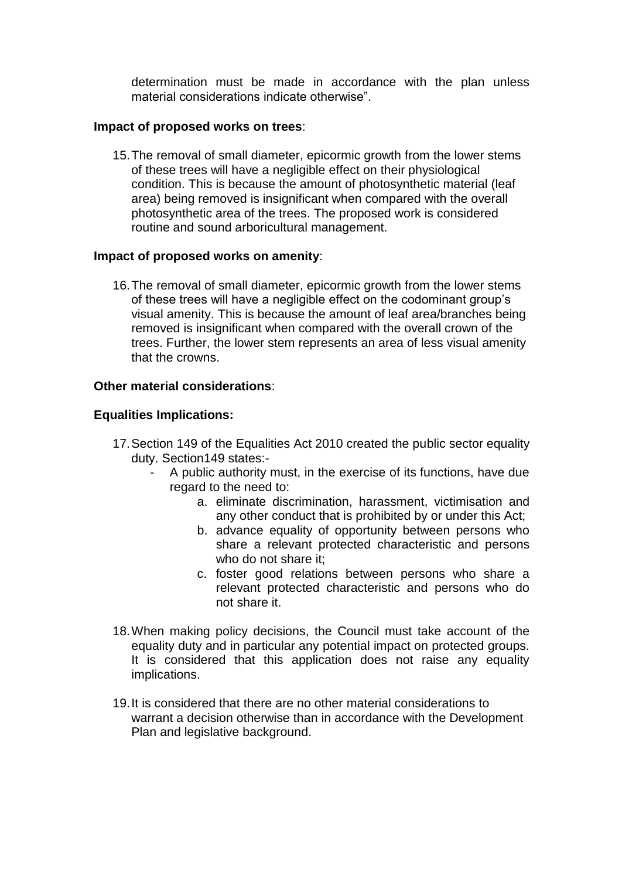determination must be made in accordance with the plan unless material considerations indicate otherwise".

**Impact of proposed works on trees**:

15. The removal of small diameter, epicormic growth from the lower stems of these trees will have a negligible effect on their physiological condition. This is because the amount of photosynthetic material (leaf area) being removed is insignificant when compared with the overall photosynthetic area of the trees. The proposed work is considered routine and sound arboricultural management.

**Impact of proposed works on amenity**:

16. The removal of small diameter, epicormic growth from the lower stems of these trees will have a negligible effect on the codominant group's visual amenity. This is because the amount of leaf area/branches being removed is insignificant when compared with the overall crown of the trees. Further, the lower stem represents an area of less visual amenity that the crowns.

**Other material considerations**:

**Equalities Implications:**

17. Section 149 of the Equalities Act 2010 created the public sector equality duty. Section149 states:-
    - A public authority must, in the exercise of its functions, have due regard to the need to:
        a. eliminate discrimination, harassment, victimisation and any other conduct that is prohibited by or under this Act;
        b. advance equality of opportunity between persons who share a relevant protected characteristic and persons who do not share it;
        c. foster good relations between persons who share a relevant protected characteristic and persons who do not share it.

18. When making policy decisions, the Council must take account of the equality duty and in particular any potential impact on protected groups. It is considered that this application does not raise any equality implications.

19. It is considered that there are no other material considerations to warrant a decision otherwise than in accordance with the Development Plan and legislative background.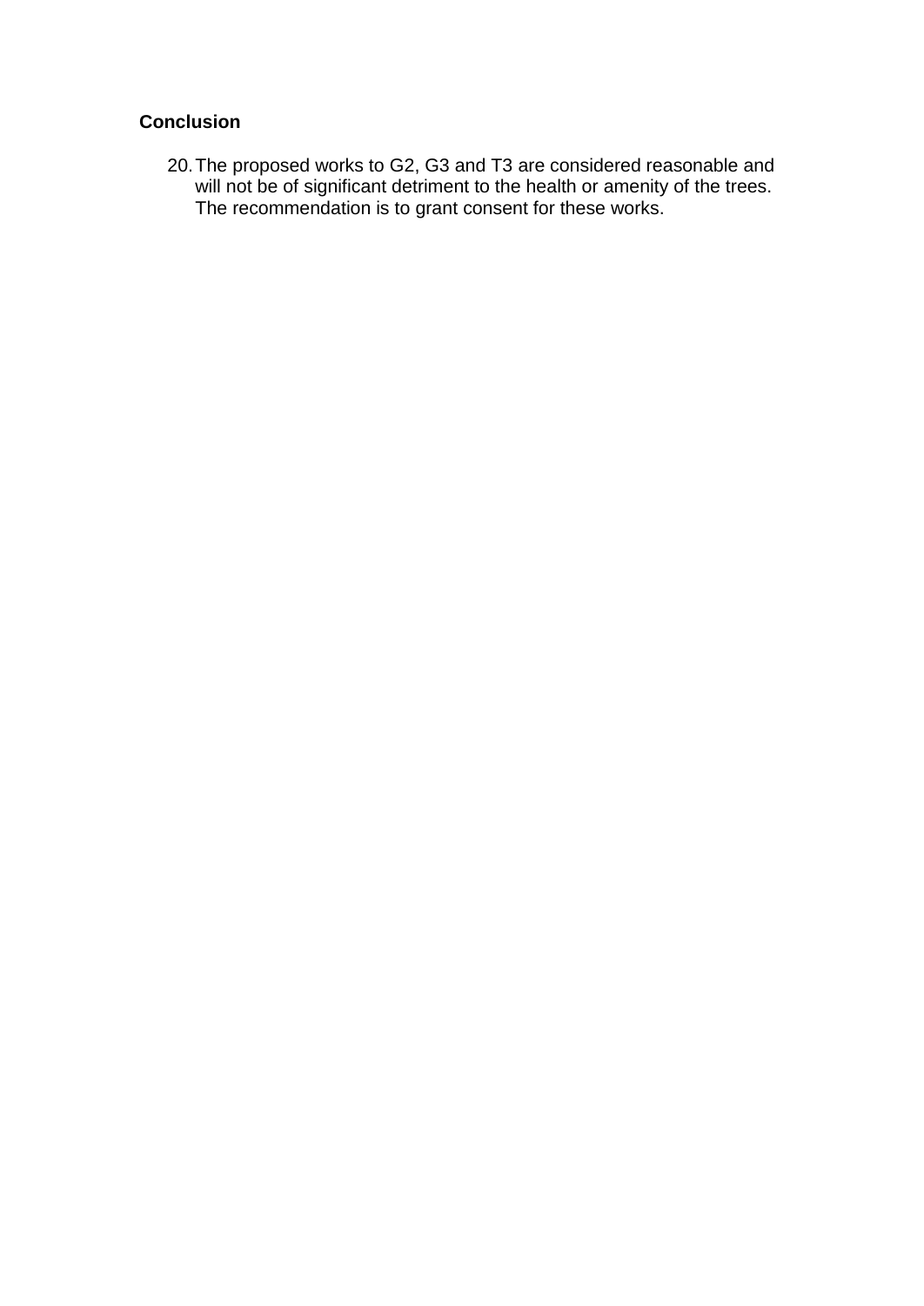**Conclusion**

20. The proposed works to G2, G3 and T3 are considered reasonable and will not be of significant detriment to the health or amenity of the trees. The recommendation is to grant consent for these works.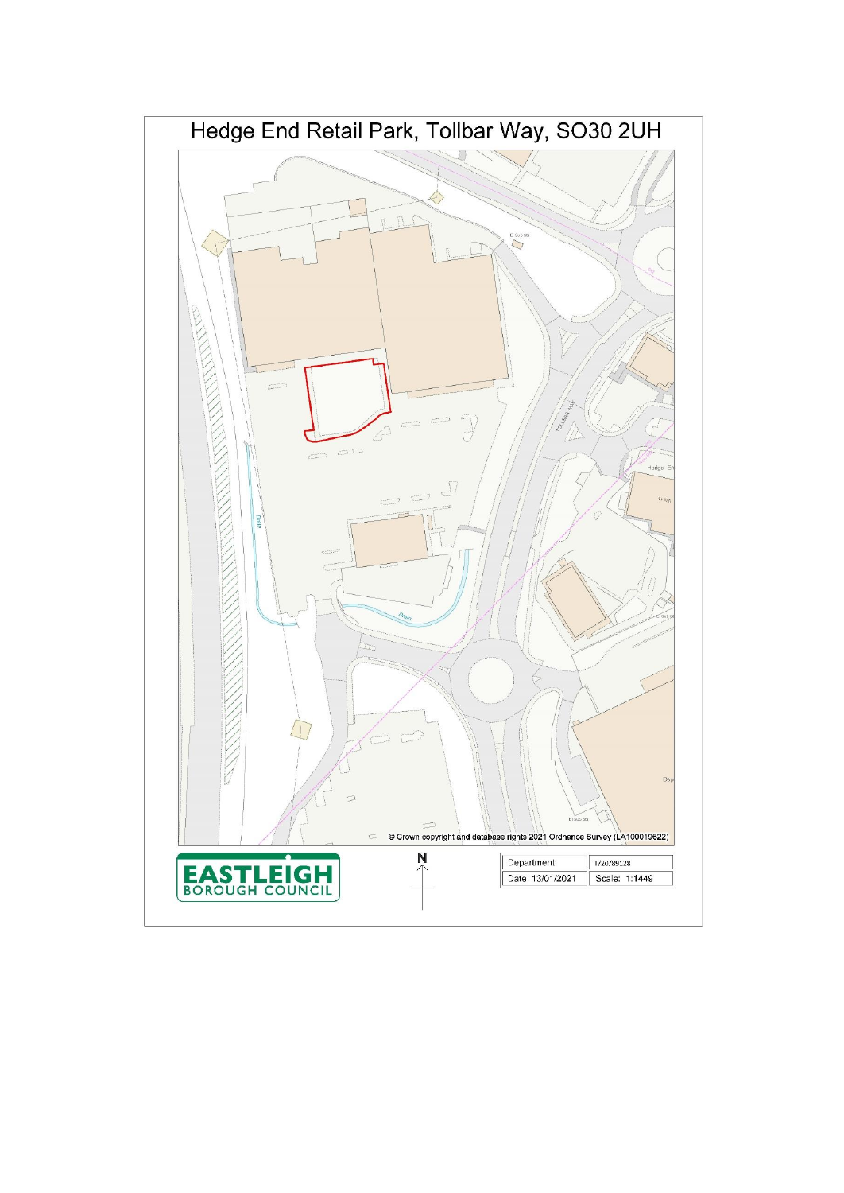# Hedge End Retail Park, Tollbar Way, SO30 2UH

© Crown copyright and database rights 2021 Ordnance Survey (LA100019622)

EASTLEIGH BOROUGH COUNCIL

N

| | |
|---|---|
| Department: | T/20/89128 |
| Date: 13/01/2021 | Scale: 1:1449 |